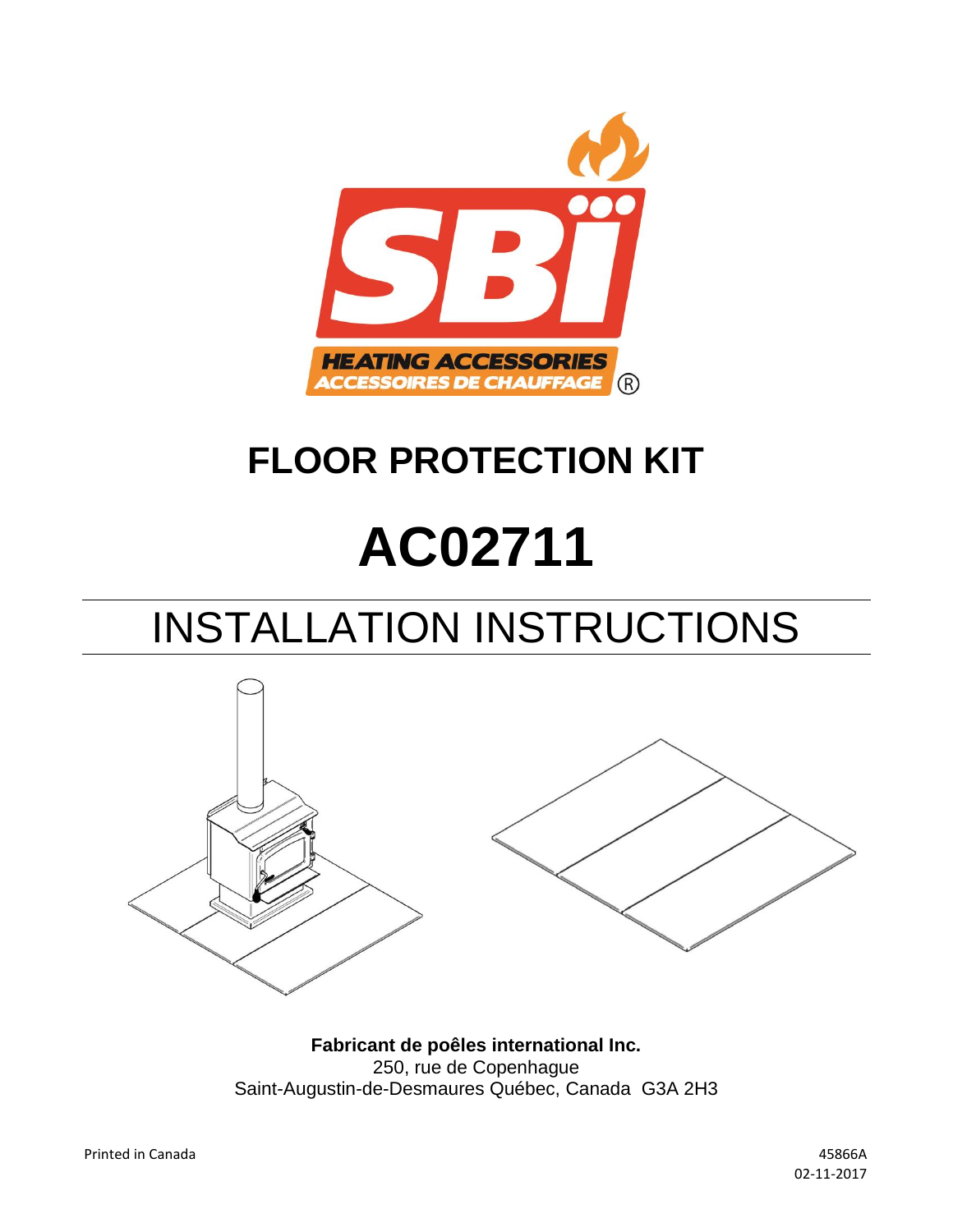# FLOOR PROTECTION KIT

# AC02711

## INSTALLATION INSTRUCTIONS

**Fabricant de poêles international Inc.**
250, rue de Copenhague
Saint-Augustin-de-Desmaures Québec, Canada G3A 2H3

Printed in Canada

45866A
02-11-2017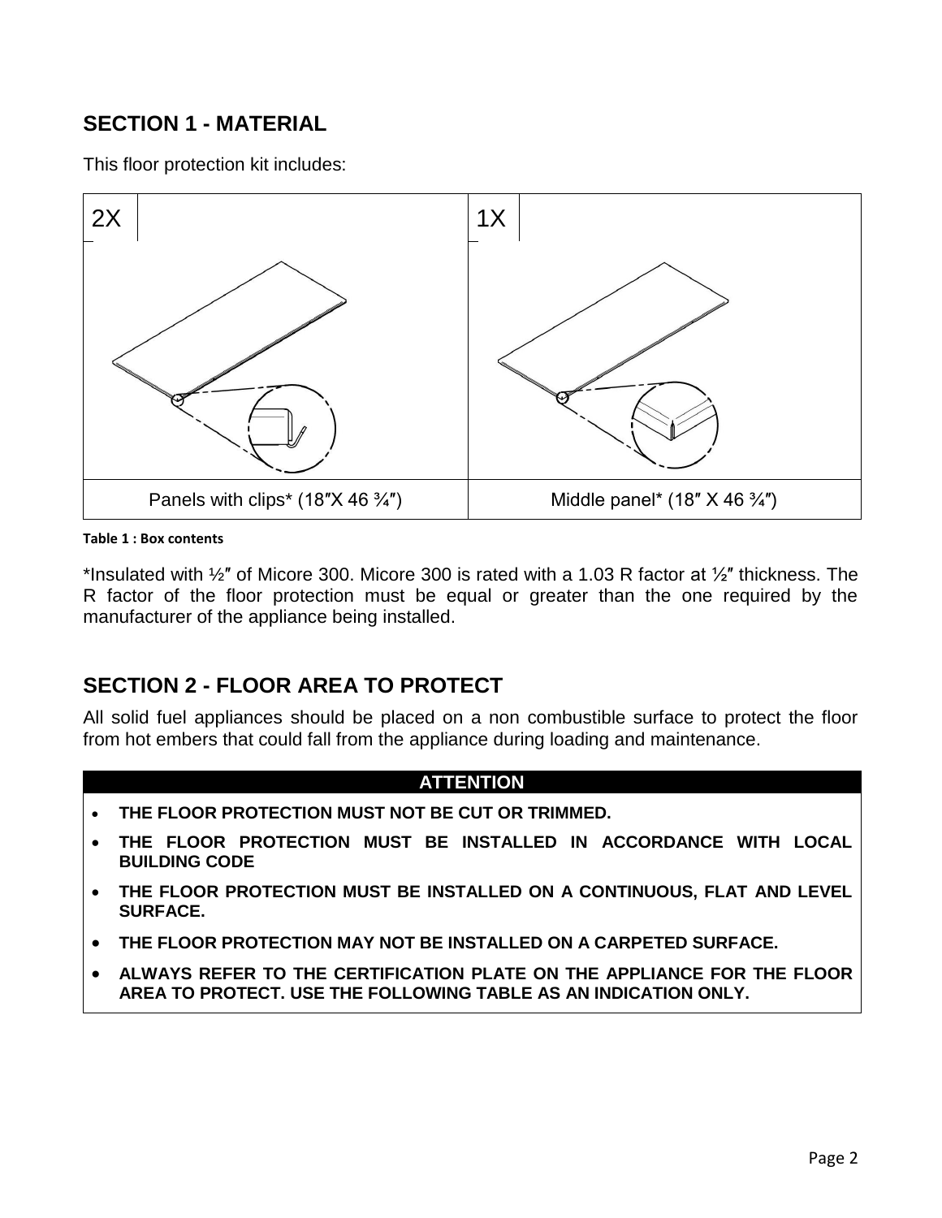## SECTION 1 - MATERIAL

This floor protection kit includes:

| 2X | 1X |
|---|---|
| Panels with clips* (18″X 46 ¾″) | Middle panel* (18″ X 46 ¾″) |

**Table 1 : Box contents**

*Insulated with ½″ of Micore 300. Micore 300 is rated with a 1.03 R factor at ½″ thickness. The R factor of the floor protection must be equal or greater than the one required by the manufacturer of the appliance being installed.

## SECTION 2 - FLOOR AREA TO PROTECT

All solid fuel appliances should be placed on a non combustible surface to protect the floor from hot embers that could fall from the appliance during loading and maintenance.

| ATTENTION |
|---|
| • **THE FLOOR PROTECTION MUST NOT BE CUT OR TRIMMED.**<br>• **THE FLOOR PROTECTION MUST BE INSTALLED IN ACCORDANCE WITH LOCAL BUILDING CODE**<br>• **THE FLOOR PROTECTION MUST BE INSTALLED ON A CONTINUOUS, FLAT AND LEVEL SURFACE.**<br>• **THE FLOOR PROTECTION MAY NOT BE INSTALLED ON A CARPETED SURFACE.**<br>• **ALWAYS REFER TO THE CERTIFICATION PLATE ON THE APPLIANCE FOR THE FLOOR AREA TO PROTECT. USE THE FOLLOWING TABLE AS AN INDICATION ONLY.** |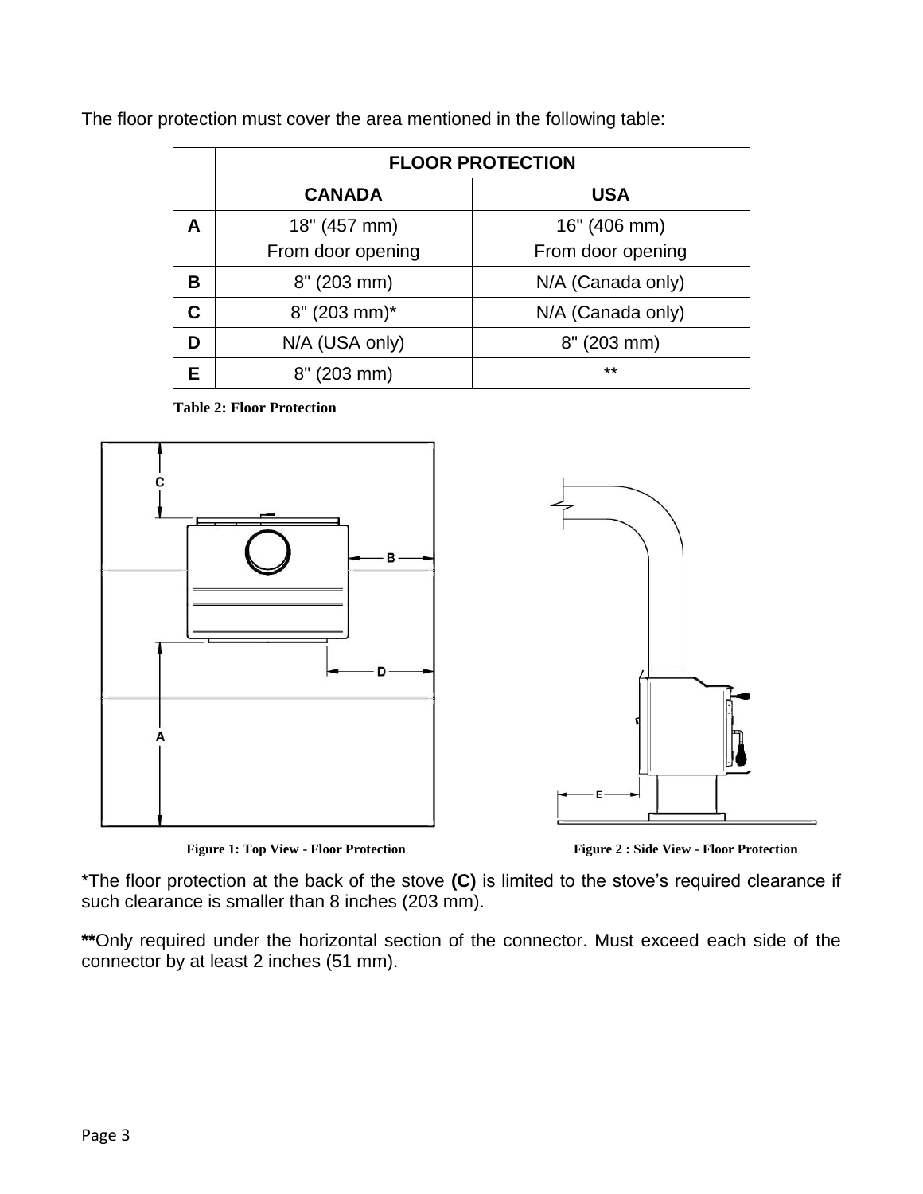The floor protection must cover the area mentioned in the following table:

| | FLOOR PROTECTION | |
|---|---|---|
| | **CANADA** | **USA** |
| **A** | 18" (457 mm) From door opening | 16" (406 mm) From door opening |
| **B** | 8" (203 mm) | N/A (Canada only) |
| **C** | 8" (203 mm)* | N/A (Canada only) |
| **D** | N/A (USA only) | 8" (203 mm) |
| **E** | 8" (203 mm) | ** |

**Table 2: Floor Protection**

**Figure 1: Top View - Floor Protection**

**Figure 2 : Side View - Floor Protection**

*The floor protection at the back of the stove **(C)** is limited to the stove's required clearance if such clearance is smaller than 8 inches (203 mm).

**Only required under the horizontal section of the connector. Must exceed each side of the connector by at least 2 inches (51 mm).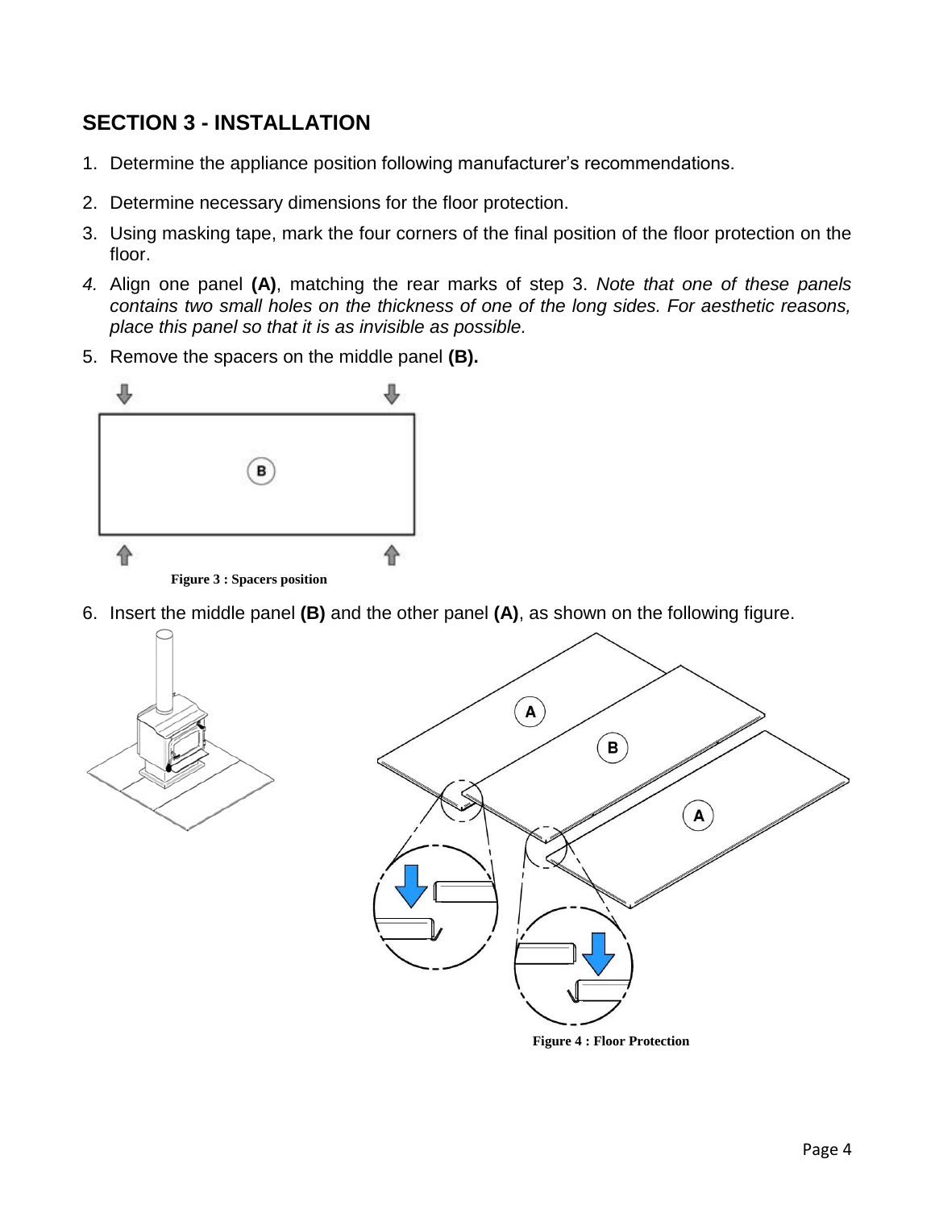## SECTION 3 - INSTALLATION

1. Determine the appliance position following manufacturer's recommendations.
2. Determine necessary dimensions for the floor protection.
3. Using masking tape, mark the four corners of the final position of the floor protection on the floor.
4. Align one panel **(A)**, matching the rear marks of step 3. *Note that one of these panels contains two small holes on the thickness of one of the long sides. For aesthetic reasons, place this panel so that it is as invisible as possible.*
5. Remove the spacers on the middle panel **(B).**

Figure 3 : Spacers position

6. Insert the middle panel **(B)** and the other panel **(A)**, as shown on the following figure.

Figure 4 : Floor Protection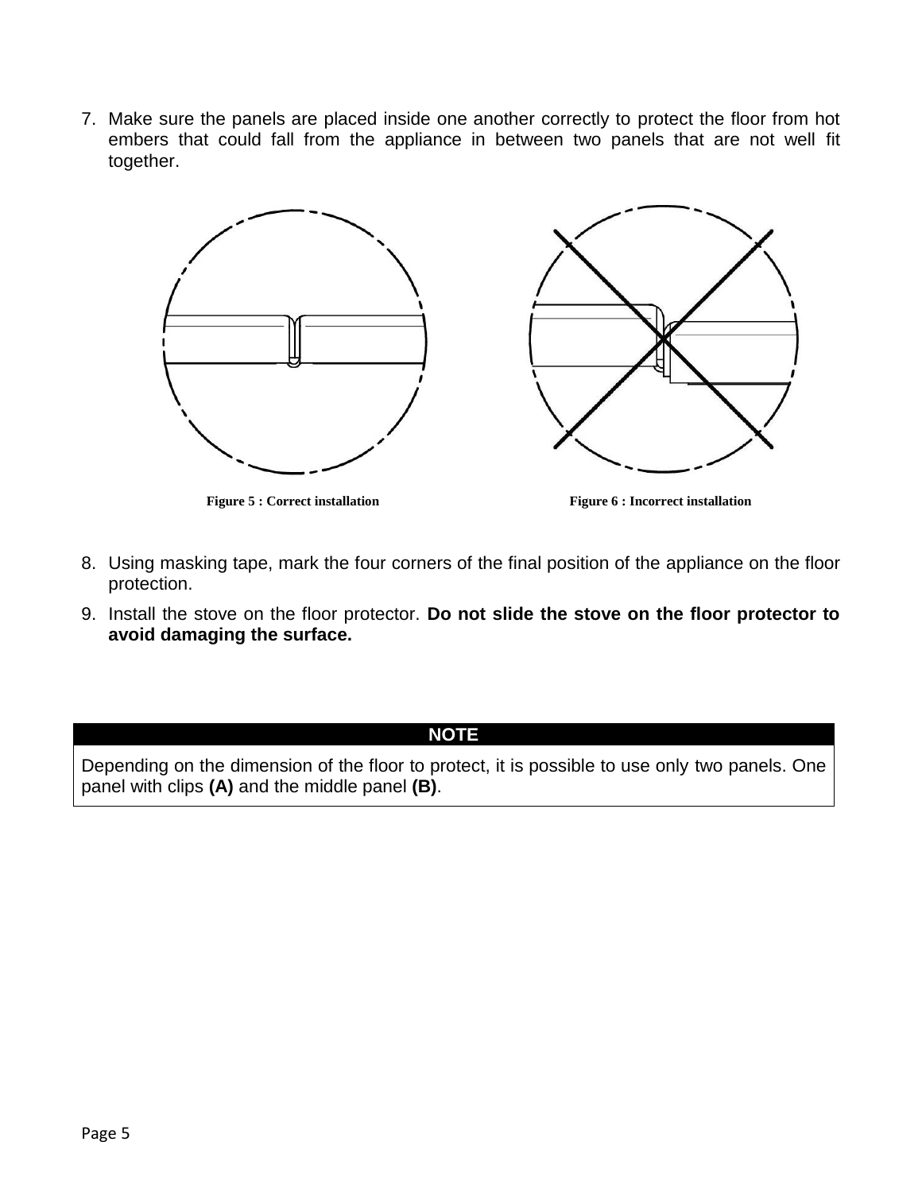7. Make sure the panels are placed inside one another correctly to protect the floor from hot embers that could fall from the appliance in between two panels that are not well fit together.

Figure 5 : Correct installation

Figure 6 : Incorrect installation

8. Using masking tape, mark the four corners of the final position of the appliance on the floor protection.
9. Install the stove on the floor protector. **Do not slide the stove on the floor protector to avoid damaging the surface.**

| NOTE |
| --- |
| Depending on the dimension of the floor to protect, it is possible to use only two panels. One panel with clips **(A)** and the middle panel **(B)**. |